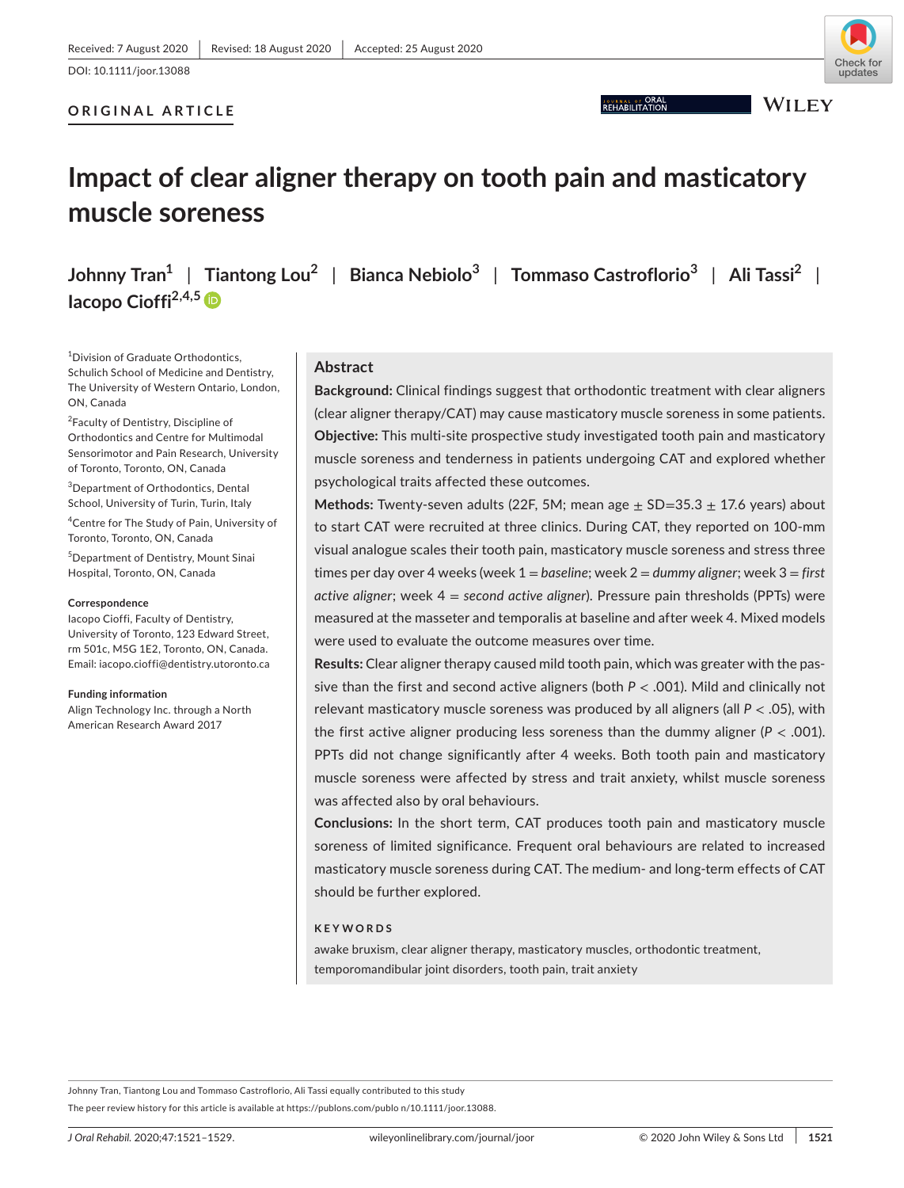Received: 7 August 2020 | Revised: 18 August 2020 | Accepted: 25 August 2020

DOI: 10.1111/joor.13088

**ORIGINAL ARTICLE**

# Impact of clear aligner therapy on tooth pain and masticatory muscle soreness

**Johnny Tran[1] | Tiantong Lou[2] | Bianca Nebiolo[3] | Tommaso Castroflorio[3] | Ali Tassi[2] | Iacopo Cioffi[2,4,5]**

[1]Division of Graduate Orthodontics, Schulich School of Medicine and Dentistry, The University of Western Ontario, London, ON, Canada

[2]Faculty of Dentistry, Discipline of Orthodontics and Centre for Multimodal Sensorimotor and Pain Research, University of Toronto, Toronto, ON, Canada

[3]Department of Orthodontics, Dental School, University of Turin, Turin, Italy

[4]Centre for The Study of Pain, University of Toronto, Toronto, ON, Canada

[5]Department of Dentistry, Mount Sinai Hospital, Toronto, ON, Canada

**Correspondence**
Iacopo Cioffi, Faculty of Dentistry, University of Toronto, 123 Edward Street, rm 501c, M5G 1E2, Toronto, ON, Canada.
Email: iacopo.cioffi@dentistry.utoronto.ca

**Funding information**
Align Technology Inc. through a North American Research Award 2017

## Abstract

**Background:** Clinical findings suggest that orthodontic treatment with clear aligners (clear aligner therapy/CAT) may cause masticatory muscle soreness in some patients.

**Objective:** This multi-site prospective study investigated tooth pain and masticatory muscle soreness and tenderness in patients undergoing CAT and explored whether psychological traits affected these outcomes.

**Methods:** Twenty-seven adults (22F, 5M; mean age ± SD=35.3 ± 17.6 years) about to start CAT were recruited at three clinics. During CAT, they reported on 100-mm visual analogue scales their tooth pain, masticatory muscle soreness and stress three times per day over 4 weeks (week 1 = *baseline*; week 2 = *dummy aligner*; week 3 = *first active aligner*; week 4 = *second active aligner*). Pressure pain thresholds (PPTs) were measured at the masseter and temporalis at baseline and after week 4. Mixed models were used to evaluate the outcome measures over time.

**Results:** Clear aligner therapy caused mild tooth pain, which was greater with the passive than the first and second active aligners (both $P < .001$). Mild and clinically not relevant masticatory muscle soreness was produced by all aligners (all $P < .05$), with the first active aligner producing less soreness than the dummy aligner ($P < .001$). PPTs did not change significantly after 4 weeks. Both tooth pain and masticatory muscle soreness were affected by stress and trait anxiety, whilst muscle soreness was affected also by oral behaviours.

**Conclusions:** In the short term, CAT produces tooth pain and masticatory muscle soreness of limited significance. Frequent oral behaviours are related to increased masticatory muscle soreness during CAT. The medium- and long-term effects of CAT should be further explored.

**KEYWORDS**

awake bruxism, clear aligner therapy, masticatory muscles, orthodontic treatment, temporomandibular joint disorders, tooth pain, trait anxiety

Johnny Tran, Tiantong Lou and Tommaso Castroflorio, Ali Tassi equally contributed to this study

The peer review history for this article is available at https://publons.com/publon/10.1111/joor.13088.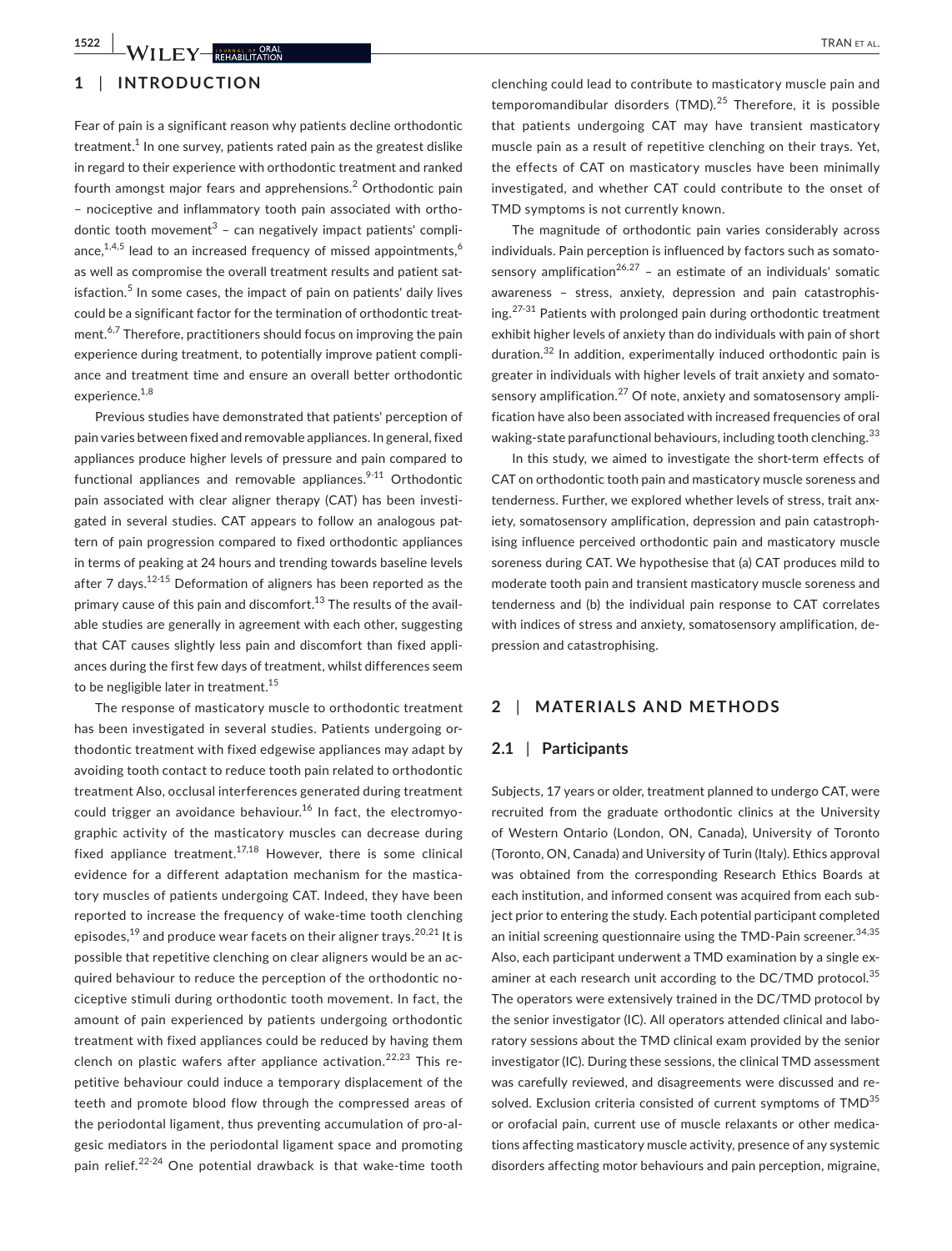## 1 | INTRODUCTION

Fear of pain is a significant reason why patients decline orthodontic treatment.[1] In one survey, patients rated pain as the greatest dislike in regard to their experience with orthodontic treatment and ranked fourth amongst major fears and apprehensions.[2] Orthodontic pain – nociceptive and inflammatory tooth pain associated with orthodontic tooth movement[3] – can negatively impact patients' compliance,[1,4,5] lead to an increased frequency of missed appointments,[6] as well as compromise the overall treatment results and patient satisfaction.[5] In some cases, the impact of pain on patients' daily lives could be a significant factor for the termination of orthodontic treatment.[6,7] Therefore, practitioners should focus on improving the pain experience during treatment, to potentially improve patient compliance and treatment time and ensure an overall better orthodontic experience.[1,8]

Previous studies have demonstrated that patients' perception of pain varies between fixed and removable appliances. In general, fixed appliances produce higher levels of pressure and pain compared to functional appliances and removable appliances.[9-11] Orthodontic pain associated with clear aligner therapy (CAT) has been investigated in several studies. CAT appears to follow an analogous pattern of pain progression compared to fixed orthodontic appliances in terms of peaking at 24 hours and trending towards baseline levels after 7 days.[12-15] Deformation of aligners has been reported as the primary cause of this pain and discomfort.[13] The results of the available studies are generally in agreement with each other, suggesting that CAT causes slightly less pain and discomfort than fixed appliances during the first few days of treatment, whilst differences seem to be negligible later in treatment.[15]

The response of masticatory muscle to orthodontic treatment has been investigated in several studies. Patients undergoing orthodontic treatment with fixed edgewise appliances may adapt by avoiding tooth contact to reduce tooth pain related to orthodontic treatment Also, occlusal interferences generated during treatment could trigger an avoidance behaviour.[16] In fact, the electromyographic activity of the masticatory muscles can decrease during fixed appliance treatment.[17,18] However, there is some clinical evidence for a different adaptation mechanism for the masticatory muscles of patients undergoing CAT. Indeed, they have been reported to increase the frequency of wake-time tooth clenching episodes,[19] and produce wear facets on their aligner trays.[20,21] It is possible that repetitive clenching on clear aligners would be an acquired behaviour to reduce the perception of the orthodontic nociceptive stimuli during orthodontic tooth movement. In fact, the amount of pain experienced by patients undergoing orthodontic treatment with fixed appliances could be reduced by having them clench on plastic wafers after appliance activation.[22,23] This repetitive behaviour could induce a temporary displacement of the teeth and promote blood flow through the compressed areas of the periodontal ligament, thus preventing accumulation of pro-algesic mediators in the periodontal ligament space and promoting pain relief.[22-24] One potential drawback is that wake-time tooth clenching could lead to contribute to masticatory muscle pain and temporomandibular disorders (TMD).[25] Therefore, it is possible that patients undergoing CAT may have transient masticatory muscle pain as a result of repetitive clenching on their trays. Yet, the effects of CAT on masticatory muscles have been minimally investigated, and whether CAT could contribute to the onset of TMD symptoms is not currently known.

The magnitude of orthodontic pain varies considerably across individuals. Pain perception is influenced by factors such as somatosensory amplification[26,27] – an estimate of an individuals' somatic awareness – stress, anxiety, depression and pain catastrophising.[27-31] Patients with prolonged pain during orthodontic treatment exhibit higher levels of anxiety than do individuals with pain of short duration.[32] In addition, experimentally induced orthodontic pain is greater in individuals with higher levels of trait anxiety and somatosensory amplification.[27] Of note, anxiety and somatosensory amplification have also been associated with increased frequencies of oral waking-state parafunctional behaviours, including tooth clenching.[33]

In this study, we aimed to investigate the short-term effects of CAT on orthodontic tooth pain and masticatory muscle soreness and tenderness. Further, we explored whether levels of stress, trait anxiety, somatosensory amplification, depression and pain catastrophising influence perceived orthodontic pain and masticatory muscle soreness during CAT. We hypothesise that (a) CAT produces mild to moderate tooth pain and transient masticatory muscle soreness and tenderness and (b) the individual pain response to CAT correlates with indices of stress and anxiety, somatosensory amplification, depression and catastrophising.

## 2 | MATERIALS AND METHODS

### 2.1 | Participants

Subjects, 17 years or older, treatment planned to undergo CAT, were recruited from the graduate orthodontic clinics at the University of Western Ontario (London, ON, Canada), University of Toronto (Toronto, ON, Canada) and University of Turin (Italy). Ethics approval was obtained from the corresponding Research Ethics Boards at each institution, and informed consent was acquired from each subject prior to entering the study. Each potential participant completed an initial screening questionnaire using the TMD-Pain screener.[34,35] Also, each participant underwent a TMD examination by a single examiner at each research unit according to the DC/TMD protocol.[35] The operators were extensively trained in the DC/TMD protocol by the senior investigator (IC). All operators attended clinical and laboratory sessions about the TMD clinical exam provided by the senior investigator (IC). During these sessions, the clinical TMD assessment was carefully reviewed, and disagreements were discussed and resolved. Exclusion criteria consisted of current symptoms of TMD[35] or orofacial pain, current use of muscle relaxants or other medications affecting masticatory muscle activity, presence of any systemic disorders affecting motor behaviours and pain perception, migraine,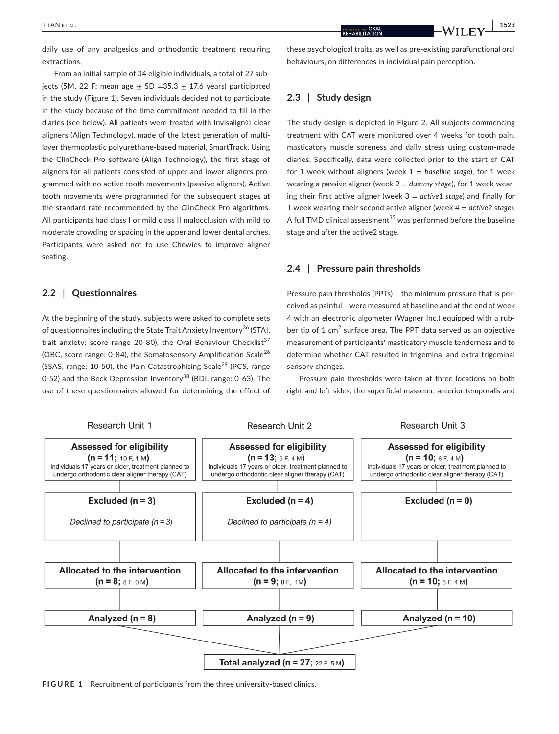daily use of any analgesics and orthodontic treatment requiring extractions.

From an initial sample of 34 eligible individuals, a total of 27 subjects (5M, 22 F; mean age ± SD =35.3 ± 17.6 years) participated in the study (Figure 1). Seven individuals decided not to participate in the study because of the time commitment needed to fill in the diaries (see below). All patients were treated with Invisalign© clear aligners (Align Technology), made of the latest generation of multilayer thermoplastic polyurethane-based material, SmartTrack. Using the ClinCheck Pro software (Align Technology), the first stage of aligners for all patients consisted of upper and lower aligners programmed with no active tooth movements (passive aligners). Active tooth movements were programmed for the subsequent stages at the standard rate recommended by the ClinCheck Pro algorithms. All participants had class I or mild class II malocclusion with mild to moderate crowding or spacing in the upper and lower dental arches. Participants were asked not to use Chewies to improve aligner seating.

## 2.2 | Questionnaires

At the beginning of the study, subjects were asked to complete sets of questionnaires including the State Trait Anxiety Inventory[36] (STAI, trait anxiety: score range 20-80), the Oral Behaviour Checklist[37] (OBC, score range: 0-84), the Somatosensory Amplification Scale[26] (SSAS, range: 10-50), the Pain Catastrophising Scale[29] (PCS, range 0-52) and the Beck Depression Inventory[38] (BDI, range: 0-63). The use of these questionnaires allowed for determining the effect of these psychological traits, as well as pre-existing parafunctional oral behaviours, on differences in individual pain perception.

## 2.3 | Study design

The study design is depicted in Figure 2. All subjects commencing treatment with CAT were monitored over 4 weeks for tooth pain, masticatory muscle soreness and daily stress using custom-made diaries. Specifically, data were collected prior to the start of CAT for 1 week without aligners (week 1 = *baseline stage*), for 1 week wearing a passive aligner (week 2 = *dummy stage*), for 1 week wearing their first active aligner (week 3 = *active1 stage*) and finally for 1 week wearing their second active aligner (week 4 = *active2 stage*). A full TMD clinical assessment[35] was performed before the baseline stage and after the active2 stage.

## 2.4 | Pressure pain thresholds

Pressure pain thresholds (PPTs) – the minimum pressure that is perceived as painful – were measured at baseline and at the end of week 4 with an electronic algometer (Wagner Inc.) equipped with a rubber tip of 1 cm$^2$ surface area. The PPT data served as an objective measurement of participants' masticatory muscle tenderness and to determine whether CAT resulted in trigeminal and extra-trigeminal sensory changes.

Pressure pain thresholds were taken at three locations on both right and left sides, the superficial masseter, anterior temporalis and

| | Research Unit 1 | Research Unit 2 | Research Unit 3 |
| --- | --- | --- | --- |
| Assessed for eligibility | (n = 11; 10 F, 1 M) Individuals 17 years or older, treatment planned to undergo orthodontic clear aligner therapy (CAT) | (n = 13; 9 F, 4 M) Individuals 17 years or older, treatment planned to undergo orthodontic clear aligner therapy (CAT) | (n = 10; 6 F, 4 M) Individuals 17 years or older, treatment planned to undergo orthodontic clear aligner therapy (CAT) |
| Excluded | (n = 3) *Declined to participate (n = 3)* | (n = 4) *Declined to participate (n = 4)* | (n = 0) |
| Allocated to the intervention | (n = 8; 8 F, 0 M) | (n = 9; 8 F, 1M) | (n = 10; 6 F, 4 M) |
| Analyzed | (n = 8) | (n = 9) | (n = 10) |

**Total analyzed (n = 27; 22 F, 5 M)**

**FIGURE 1** Recruitment of participants from the three university-based clinics.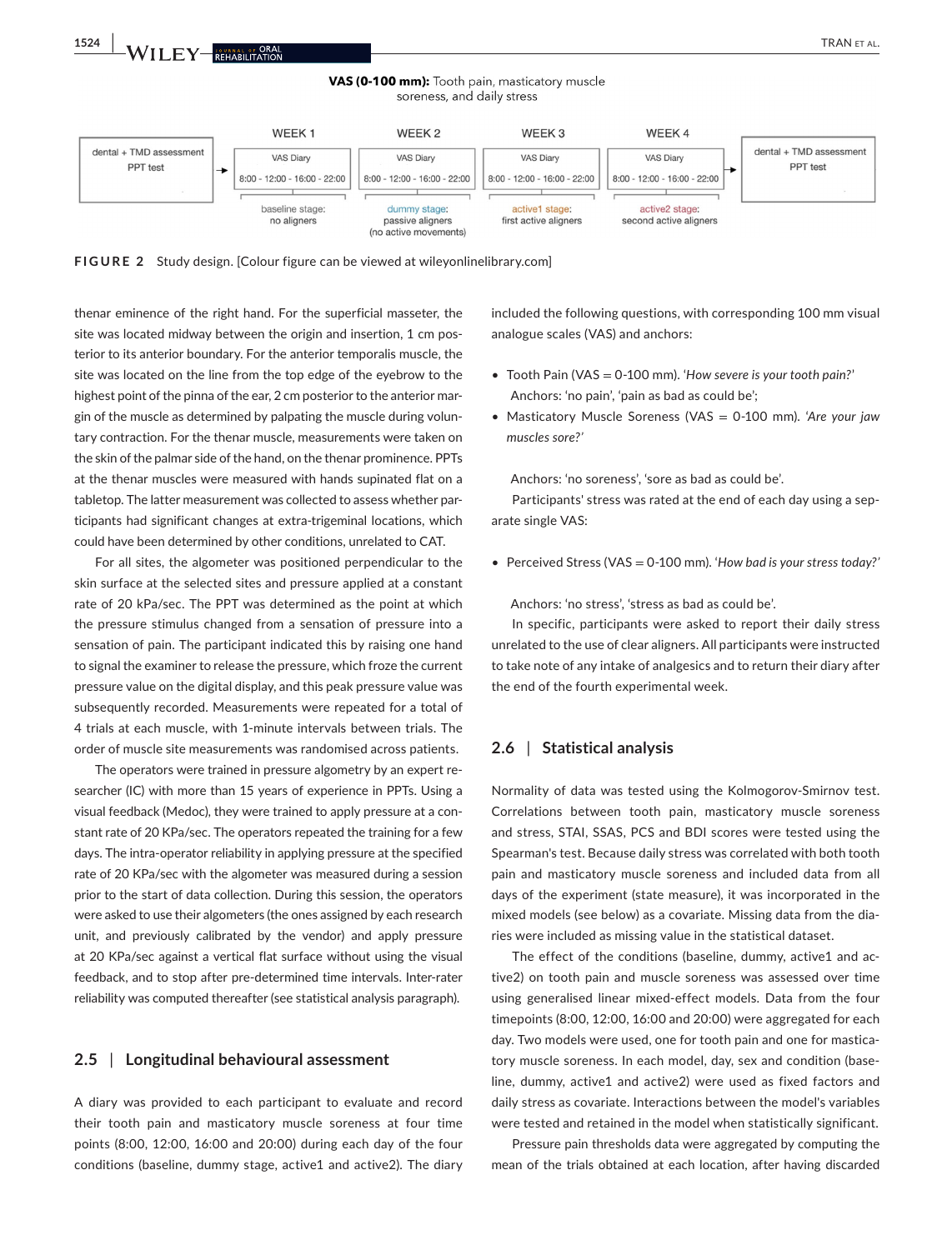VAS (0-100 mm): Tooth pain, masticatory muscle soreness, and daily stress

| | WEEK 1 | WEEK 2 | WEEK 3 | WEEK 4 | |
|---|---|---|---|---|---|
| dental + TMD assessment PPT test | VAS Diary 8:00 - 12:00 - 16:00 - 22:00 | VAS Diary 8:00 - 12:00 - 16:00 - 22:00 | VAS Diary 8:00 - 12:00 - 16:00 - 22:00 | VAS Diary 8:00 - 12:00 - 16:00 - 22:00 | dental + TMD assessment PPT test |
| | baseline stage: no aligners | dummy stage: passive aligners (no active movements) | active1 stage: first active aligners | active2 stage: second active aligners | |

**FIGURE 2** Study design. [Colour figure can be viewed at wileyonlinelibrary.com]

thenar eminence of the right hand. For the superficial masseter, the site was located midway between the origin and insertion, 1 cm posterior to its anterior boundary. For the anterior temporalis muscle, the site was located on the line from the top edge of the eyebrow to the highest point of the pinna of the ear, 2 cm posterior to the anterior margin of the muscle as determined by palpating the muscle during voluntary contraction. For the thenar muscle, measurements were taken on the skin of the palmar side of the hand, on the thenar prominence. PPTs at the thenar muscles were measured with hands supinated flat on a tabletop. The latter measurement was collected to assess whether participants had significant changes at extra-trigeminal locations, which could have been determined by other conditions, unrelated to CAT.

For all sites, the algometer was positioned perpendicular to the skin surface at the selected sites and pressure applied at a constant rate of 20 kPa/sec. The PPT was determined as the point at which the pressure stimulus changed from a sensation of pressure into a sensation of pain. The participant indicated this by raising one hand to signal the examiner to release the pressure, which froze the current pressure value on the digital display, and this peak pressure value was subsequently recorded. Measurements were repeated for a total of 4 trials at each muscle, with 1-minute intervals between trials. The order of muscle site measurements was randomised across patients.

The operators were trained in pressure algometry by an expert researcher (IC) with more than 15 years of experience in PPTs. Using a visual feedback (Medoc), they were trained to apply pressure at a constant rate of 20 KPa/sec. The operators repeated the training for a few days. The intra-operator reliability in applying pressure at the specified rate of 20 KPa/sec with the algometer was measured during a session prior to the start of data collection. During this session, the operators were asked to use their algometers (the ones assigned by each research unit, and previously calibrated by the vendor) and apply pressure at 20 KPa/sec against a vertical flat surface without using the visual feedback, and to stop after pre-determined time intervals. Inter-rater reliability was computed thereafter (see statistical analysis paragraph).

## 2.5 | Longitudinal behavioural assessment

A diary was provided to each participant to evaluate and record their tooth pain and masticatory muscle soreness at four time points (8:00, 12:00, 16:00 and 20:00) during each day of the four conditions (baseline, dummy stage, active1 and active2). The diary included the following questions, with corresponding 100 mm visual analogue scales (VAS) and anchors:

- Tooth Pain (VAS = 0-100 mm). *'How severe is your tooth pain?'* Anchors: 'no pain', 'pain as bad as could be';
- Masticatory Muscle Soreness (VAS = 0-100 mm). *'Are your jaw muscles sore?'*

  Anchors: 'no soreness', 'sore as bad as could be'.

Participants' stress was rated at the end of each day using a separate single VAS:

- Perceived Stress (VAS = 0-100 mm). *'How bad is your stress today?'*

  Anchors: 'no stress', 'stress as bad as could be'.

In specific, participants were asked to report their daily stress unrelated to the use of clear aligners. All participants were instructed to take note of any intake of analgesics and to return their diary after the end of the fourth experimental week.

## 2.6 | Statistical analysis

Normality of data was tested using the Kolmogorov-Smirnov test. Correlations between tooth pain, masticatory muscle soreness and stress, STAI, SSAS, PCS and BDI scores were tested using the Spearman's test. Because daily stress was correlated with both tooth pain and masticatory muscle soreness and included data from all days of the experiment (state measure), it was incorporated in the mixed models (see below) as a covariate. Missing data from the diaries were included as missing value in the statistical dataset.

The effect of the conditions (baseline, dummy, active1 and active2) on tooth pain and muscle soreness was assessed over time using generalised linear mixed-effect models. Data from the four timepoints (8:00, 12:00, 16:00 and 20:00) were aggregated for each day. Two models were used, one for tooth pain and one for masticatory muscle soreness. In each model, day, sex and condition (baseline, dummy, active1 and active2) were used as fixed factors and daily stress as covariate. Interactions between the model's variables were tested and retained in the model when statistically significant.

Pressure pain thresholds data were aggregated by computing the mean of the trials obtained at each location, after having discarded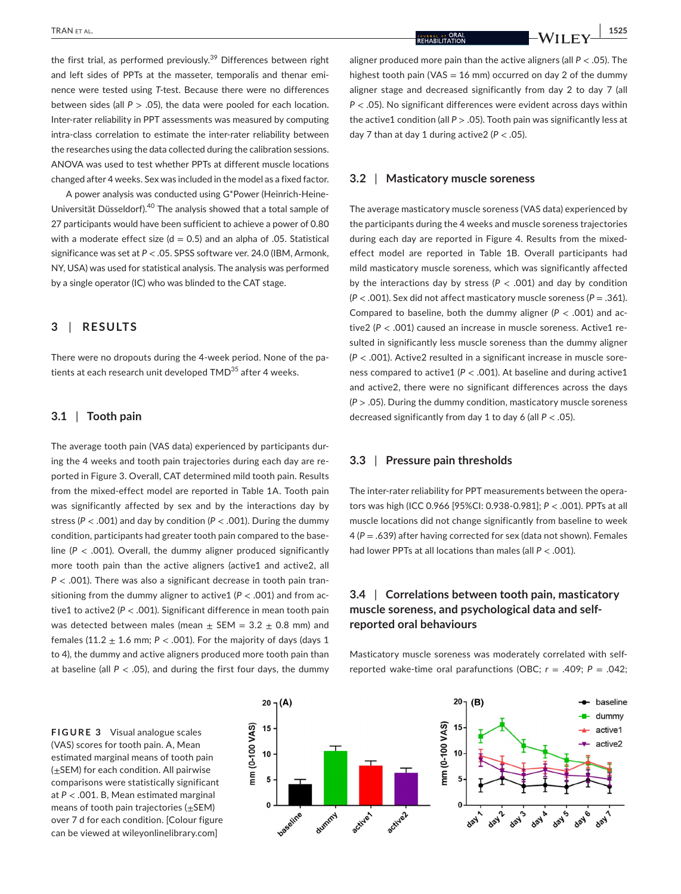the first trial, as performed previously.[39] Differences between right and left sides of PPTs at the masseter, temporalis and thenar eminence were tested using $T$-test. Because there were no differences between sides (all $P > .05$), the data were pooled for each location. Inter-rater reliability in PPT assessments was measured by computing intra-class correlation to estimate the inter-rater reliability between the researches using the data collected during the calibration sessions. ANOVA was used to test whether PPTs at different muscle locations changed after 4 weeks. Sex was included in the model as a fixed factor.

A power analysis was conducted using G*Power (Heinrich-Heine-Universität Düsseldorf).[40] The analysis showed that a total sample of 27 participants would have been sufficient to achieve a power of 0.80 with a moderate effect size (d = 0.5) and an alpha of .05. Statistical significance was set at $P < .05$. SPSS software ver. 24.0 (IBM, Armonk, NY, USA) was used for statistical analysis. The analysis was performed by a single operator (IC) who was blinded to the CAT stage.

## 3 | RESULTS

There were no dropouts during the 4-week period. None of the patients at each research unit developed TMD[35] after 4 weeks.

### 3.1 | Tooth pain

The average tooth pain (VAS data) experienced by participants during the 4 weeks and tooth pain trajectories during each day are reported in Figure 3. Overall, CAT determined mild tooth pain. Results from the mixed-effect model are reported in Table 1A. Tooth pain was significantly affected by sex and by the interactions day by stress ($P < .001$) and day by condition ($P < .001$). During the dummy condition, participants had greater tooth pain compared to the baseline ($P < .001$). Overall, the dummy aligner produced significantly more tooth pain than the active aligners (active1 and active2, all $P < .001$). There was also a significant decrease in tooth pain transitioning from the dummy aligner to active1 ($P < .001$) and from active1 to active2 ($P < .001$). Significant difference in mean tooth pain was detected between males (mean ± SEM = 3.2 ± 0.8 mm) and females (11.2 ± 1.6 mm; $P < .001$). For the majority of days (days 1 to 4), the dummy and active aligners produced more tooth pain than at baseline (all $P < .05$), and during the first four days, the dummy aligner produced more pain than the active aligners (all $P < .05$). The highest tooth pain (VAS = 16 mm) occurred on day 2 of the dummy aligner stage and decreased significantly from day 2 to day 7 (all $P < .05$). No significant differences were evident across days within the active1 condition (all $P > .05$). Tooth pain was significantly less at day 7 than at day 1 during active2 ($P < .05$).

### 3.2 | Masticatory muscle soreness

The average masticatory muscle soreness (VAS data) experienced by the participants during the 4 weeks and muscle soreness trajectories during each day are reported in Figure 4. Results from the mixed-effect model are reported in Table 1B. Overall participants had mild masticatory muscle soreness, which was significantly affected by the interactions day by stress ($P < .001$) and day by condition ($P < .001$). Sex did not affect masticatory muscle soreness ($P = .361$). Compared to baseline, both the dummy aligner ($P < .001$) and active2 ($P < .001$) caused an increase in muscle soreness. Active1 resulted in significantly less muscle soreness than the dummy aligner ($P < .001$). Active2 resulted in a significant increase in muscle soreness compared to active1 ($P < .001$). At baseline and during active1 and active2, there were no significant differences across the days ($P > .05$). During the dummy condition, masticatory muscle soreness decreased significantly from day 1 to day 6 (all $P < .05$).

### 3.3 | Pressure pain thresholds

The inter-rater reliability for PPT measurements between the operators was high (ICC 0.966 [95%CI: 0.938-0.981]; $P < .001$). PPTs at all muscle locations did not change significantly from baseline to week 4 ($P = .639$) after having corrected for sex (data not shown). Females had lower PPTs at all locations than males (all $P < .001$).

### 3.4 | Correlations between tooth pain, masticatory muscle soreness, and psychological data and self-reported oral behaviours

Masticatory muscle soreness was moderately correlated with self-reported wake-time oral parafunctions (OBC; $r = .409$; $P = .042$;

**FIGURE 3** Visual analogue scales (VAS) scores for tooth pain. A, Mean estimated marginal means of tooth pain (±SEM) for each condition. All pairwise comparisons were statistically significant at $P < .001$. B, Mean estimated marginal means of tooth pain trajectories (±SEM) over 7 d for each condition. [Colour figure can be viewed at wileyonlinelibrary.com]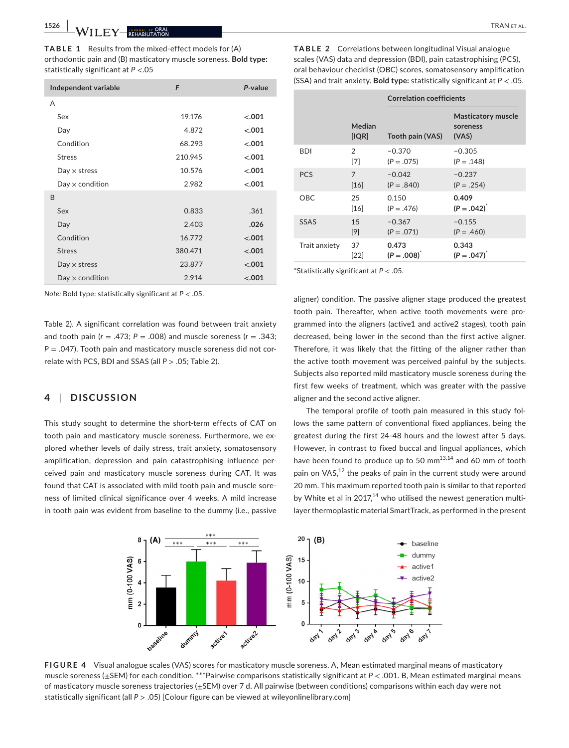**TABLE 1** Results from the mixed-effect models for (A) orthodontic pain and (B) masticatory muscle soreness. **Bold type:** statistically significant at $P$ <.05

| Independent variable | $F$ | $P$-value |
|---|---|---|
| A | | |
| Sex | 19.176 | **<.001** |
| Day | 4.872 | **<.001** |
| Condition | 68.293 | **<.001** |
| Stress | 210.945 | **<.001** |
| Day × stress | 10.576 | **<.001** |
| Day × condition | 2.982 | **<.001** |
| B | | |
| Sex | 0.833 | .361 |
| Day | 2.403 | **.026** |
| Condition | 16.772 | **<.001** |
| Stress | 380.471 | **<.001** |
| Day × stress | 23.877 | **<.001** |
| Day × condition | 2.914 | **<.001** |

*Note:* Bold type: statistically significant at $P$ < .05.

**TABLE 2** Correlations between longitudinal Visual analogue scales (VAS) data and depression (BDI), pain catastrophising (PCS), oral behaviour checklist (OBC) scores, somatosensory amplification (SSA) and trait anxiety. **Bold type:** statistically significant at $P$ < .05.

| | | Correlation coefficients | |
|---|---|---|---|
| | Median [IQR] | Tooth pain (VAS) | Masticatory muscle soreness (VAS) |
| BDI | 2 [7] | −0.370 ($P$ = .075) | −0.305 ($P$ = .148) |
| PCS | 7 [16] | −0.042 ($P$ = .840) | −0.237 ($P$ = .254) |
| OBC | 25 [16] | 0.150 ($P$ = .476) | **0.409 (P = .042)*** |
| SSAS | 15 [9] | −0.367 ($P$ = .071) | −0.155 ($P$ = .460) |
| Trait anxiety | 37 [22] | **0.473 (P = .008)*** | **0.343 (P = .047)*** |

*Statistically significant at $P$ < .05.

Table 2). A significant correlation was found between trait anxiety and tooth pain ($r$ = .473; $P$ = .008) and muscle soreness ($r$ = .343; $P$ = .047). Tooth pain and masticatory muscle soreness did not correlate with PCS, BDI and SSAS (all $P$ > .05; Table 2).

## 4 | DISCUSSION

This study sought to determine the short-term effects of CAT on tooth pain and masticatory muscle soreness. Furthermore, we explored whether levels of daily stress, trait anxiety, somatosensory amplification, depression and pain catastrophising influence perceived pain and masticatory muscle soreness during CAT. It was found that CAT is associated with mild tooth pain and muscle soreness of limited clinical significance over 4 weeks. A mild increase in tooth pain was evident from baseline to the dummy (i.e., passive aligner) condition. The passive aligner stage produced the greatest tooth pain. Thereafter, when active tooth movements were programmed into the aligners (active1 and active2 stages), tooth pain decreased, being lower in the second than the first active aligner. Therefore, it was likely that the fitting of the aligner rather than the active tooth movement was perceived painful by the subjects. Subjects also reported mild masticatory muscle soreness during the first few weeks of treatment, which was greater with the passive aligner and the second active aligner.

The temporal profile of tooth pain measured in this study follows the same pattern of conventional fixed appliances, being the greatest during the first 24-48 hours and the lowest after 5 days. However, in contrast to fixed buccal and lingual appliances, which have been found to produce up to 50 mm[13,14] and 60 mm of tooth pain on VAS,[12] the peaks of pain in the current study were around 20 mm. This maximum reported tooth pain is similar to that reported by White et al in 2017,[14] who utilised the newest generation multilayer thermoplastic material SmartTrack, as performed in the present

**FIGURE 4** Visual analogue scales (VAS) scores for masticatory muscle soreness. A, Mean estimated marginal means of masticatory muscle soreness (±SEM) for each condition. ***Pairwise comparisons statistically significant at $P$ < .001. B, Mean estimated marginal means of masticatory muscle soreness trajectories (±SEM) over 7 d. All pairwise (between conditions) comparisons within each day were not statistically significant (all $P$ > .05) [Colour figure can be viewed at wileyonlinelibrary.com]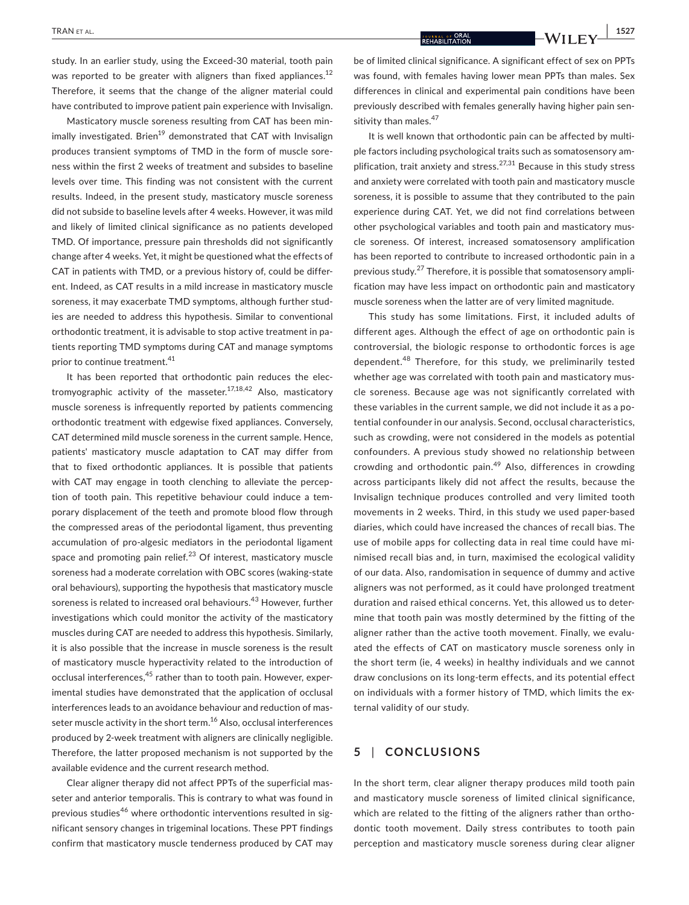study. In an earlier study, using the Exceed-30 material, tooth pain was reported to be greater with aligners than fixed appliances.[12] Therefore, it seems that the change of the aligner material could have contributed to improve patient pain experience with Invisalign.

Masticatory muscle soreness resulting from CAT has been minimally investigated. Brien[19] demonstrated that CAT with Invisalign produces transient symptoms of TMD in the form of muscle soreness within the first 2 weeks of treatment and subsides to baseline levels over time. This finding was not consistent with the current results. Indeed, in the present study, masticatory muscle soreness did not subside to baseline levels after 4 weeks. However, it was mild and likely of limited clinical significance as no patients developed TMD. Of importance, pressure pain thresholds did not significantly change after 4 weeks. Yet, it might be questioned what the effects of CAT in patients with TMD, or a previous history of, could be different. Indeed, as CAT results in a mild increase in masticatory muscle soreness, it may exacerbate TMD symptoms, although further studies are needed to address this hypothesis. Similar to conventional orthodontic treatment, it is advisable to stop active treatment in patients reporting TMD symptoms during CAT and manage symptoms prior to continue treatment.[41]

It has been reported that orthodontic pain reduces the electromyographic activity of the masseter.[17,18,42] Also, masticatory muscle soreness is infrequently reported by patients commencing orthodontic treatment with edgewise fixed appliances. Conversely, CAT determined mild muscle soreness in the current sample. Hence, patients' masticatory muscle adaptation to CAT may differ from that to fixed orthodontic appliances. It is possible that patients with CAT may engage in tooth clenching to alleviate the perception of tooth pain. This repetitive behaviour could induce a temporary displacement of the teeth and promote blood flow through the compressed areas of the periodontal ligament, thus preventing accumulation of pro-algesic mediators in the periodontal ligament space and promoting pain relief.[23] Of interest, masticatory muscle soreness had a moderate correlation with OBC scores (waking-state oral behaviours), supporting the hypothesis that masticatory muscle soreness is related to increased oral behaviours.[43] However, further investigations which could monitor the activity of the masticatory muscles during CAT are needed to address this hypothesis. Similarly, it is also possible that the increase in muscle soreness is the result of masticatory muscle hyperactivity related to the introduction of occlusal interferences,[45] rather than to tooth pain. However, experimental studies have demonstrated that the application of occlusal interferences leads to an avoidance behaviour and reduction of masseter muscle activity in the short term.[16] Also, occlusal interferences produced by 2-week treatment with aligners are clinically negligible. Therefore, the latter proposed mechanism is not supported by the available evidence and the current research method.

Clear aligner therapy did not affect PPTs of the superficial masseter and anterior temporalis. This is contrary to what was found in previous studies[46] where orthodontic interventions resulted in significant sensory changes in trigeminal locations. These PPT findings confirm that masticatory muscle tenderness produced by CAT may be of limited clinical significance. A significant effect of sex on PPTs was found, with females having lower mean PPTs than males. Sex differences in clinical and experimental pain conditions have been previously described with females generally having higher pain sensitivity than males.[47]

It is well known that orthodontic pain can be affected by multiple factors including psychological traits such as somatosensory amplification, trait anxiety and stress.[27,31] Because in this study stress and anxiety were correlated with tooth pain and masticatory muscle soreness, it is possible to assume that they contributed to the pain experience during CAT. Yet, we did not find correlations between other psychological variables and tooth pain and masticatory muscle soreness. Of interest, increased somatosensory amplification has been reported to contribute to increased orthodontic pain in a previous study.[27] Therefore, it is possible that somatosensory amplification may have less impact on orthodontic pain and masticatory muscle soreness when the latter are of very limited magnitude.

This study has some limitations. First, it included adults of different ages. Although the effect of age on orthodontic pain is controversial, the biologic response to orthodontic forces is age dependent.[48] Therefore, for this study, we preliminarily tested whether age was correlated with tooth pain and masticatory muscle soreness. Because age was not significantly correlated with these variables in the current sample, we did not include it as a potential confounder in our analysis. Second, occlusal characteristics, such as crowding, were not considered in the models as potential confounders. A previous study showed no relationship between crowding and orthodontic pain.[49] Also, differences in crowding across participants likely did not affect the results, because the Invisalign technique produces controlled and very limited tooth movements in 2 weeks. Third, in this study we used paper-based diaries, which could have increased the chances of recall bias. The use of mobile apps for collecting data in real time could have minimised recall bias and, in turn, maximised the ecological validity of our data. Also, randomisation in sequence of dummy and active aligners was not performed, as it could have prolonged treatment duration and raised ethical concerns. Yet, this allowed us to determine that tooth pain was mostly determined by the fitting of the aligner rather than the active tooth movement. Finally, we evaluated the effects of CAT on masticatory muscle soreness only in the short term (ie, 4 weeks) in healthy individuals and we cannot draw conclusions on its long-term effects, and its potential effect on individuals with a former history of TMD, which limits the external validity of our study.

## 5 | CONCLUSIONS

In the short term, clear aligner therapy produces mild tooth pain and masticatory muscle soreness of limited clinical significance, which are related to the fitting of the aligners rather than orthodontic tooth movement. Daily stress contributes to tooth pain perception and masticatory muscle soreness during clear aligner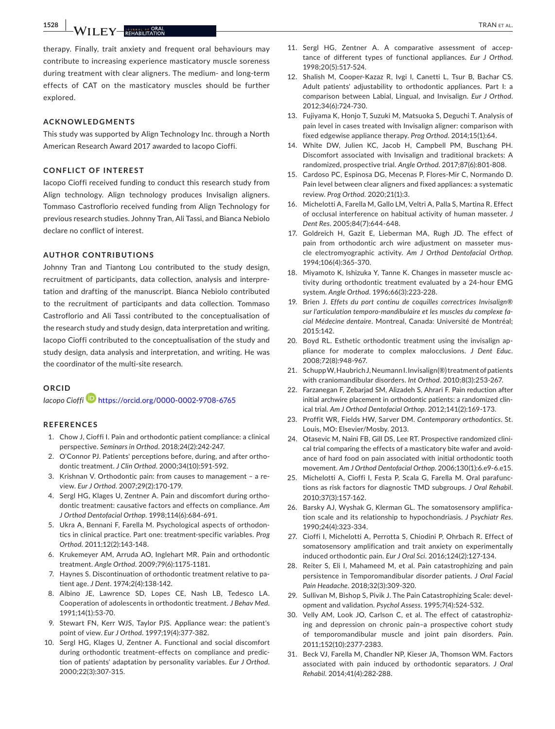therapy. Finally, trait anxiety and frequent oral behaviours may contribute to increasing experience masticatory muscle soreness during treatment with clear aligners. The medium- and long-term effects of CAT on the masticatory muscles should be further explored.

## ACKNOWLEDGMENTS

This study was supported by Align Technology Inc. through a North American Research Award 2017 awarded to Iacopo Cioffi.

## CONFLICT OF INTEREST

Iacopo Cioffi received funding to conduct this research study from Align technology. Align technology produces Invisalign aligners. Tommaso Castroflorio received funding from Align Technology for previous research studies. Johnny Tran, Ali Tassi, and Bianca Nebiolo declare no conflict of interest.

## AUTHOR CONTRIBUTIONS

Johnny Tran and Tiantong Lou contributed to the study design, recruitment of participants, data collection, analysis and interpretation and drafting of the manuscript. Bianca Nebiolo contributed to the recruitment of participants and data collection. Tommaso Castroflorio and Ali Tassi contributed to the conceptualisation of the research study and study design, data interpretation and writing. Iacopo Cioffi contributed to the conceptualisation of the study and study design, data analysis and interpretation, and writing. He was the coordinator of the multi-site research.

## ORCID

*Iacopo Cioffi* https://orcid.org/0000-0002-9708-6765

## REFERENCES

1. Chow J, Cioffi I. Pain and orthodontic patient compliance: a clinical perspective. *Seminars in Orthod*. 2018;24(2):242-247.
2. O'Connor PJ. Patients' perceptions before, during, and after orthodontic treatment. *J Clin Orthod*. 2000;34(10):591-592.
3. Krishnan V. Orthodontic pain: from causes to management – a review. *Eur J Orthod*. 2007;29(2):170-179.
4. Sergl HG, Klages U, Zentner A. Pain and discomfort during orthodontic treatment: causative factors and effects on compliance. *Am J Orthod Dentofacial Orthop*. 1998;114(6):684-691.
5. Ukra A, Bennani F, Farella M. Psychological aspects of orthodontics in clinical practice. Part one: treatment-specific variables. *Prog Orthod*. 2011;12(2):143-148.
6. Krukemeyer AM, Arruda AO, Inglehart MR. Pain and orthodontic treatment. *Angle Orthod*. 2009;79(6):1175-1181.
7. Haynes S. Discontinuation of orthodontic treatment relative to patient age. *J Dent*. 1974;2(4):138-142.
8. Albino JE, Lawrence SD, Lopes CE, Nash LB, Tedesco LA. Cooperation of adolescents in orthodontic treatment. *J Behav Med*. 1991;14(1):53-70.
9. Stewart FN, Kerr WJS, Taylor PJS. Appliance wear: the patient's point of view. *Eur J Orthod*. 1997;19(4):377-382.
10. Sergl HG, Klages U, Zentner A. Functional and social discomfort during orthodontic treatment–effects on compliance and prediction of patients' adaptation by personality variables. *Eur J Orthod*. 2000;22(3):307-315.
11. Sergl HG, Zentner A. A comparative assessment of acceptance of different types of functional appliances. *Eur J Orthod*. 1998;20(5):517-524.
12. Shalish M, Cooper-Kazaz R, Ivgi I, Canetti L, Tsur B, Bachar CS. Adult patients' adjustability to orthodontic appliances. Part I: a comparison between Labial, Lingual, and Invisalign. *Eur J Orthod*. 2012;34(6):724-730.
13. Fujiyama K, Honjo T, Suzuki M, Matsuoka S, Deguchi T. Analysis of pain level in cases treated with Invisalign aligner: comparison with fixed edgewise appliance therapy. *Prog Orthod*. 2014;15(1):64.
14. White DW, Julien KC, Jacob H, Campbell PM, Buschang PH. Discomfort associated with Invisalign and traditional brackets: A randomized, prospective trial. *Angle Orthod*. 2017;87(6):801-808.
15. Cardoso PC, Espinosa DG, Mecenas P, Flores-Mir C, Normando D. Pain level between clear aligners and fixed appliances: a systematic review. *Prog Orthod*. 2020;21(1):3.
16. Michelotti A, Farella M, Gallo LM, Veltri A, Palla S, Martina R. Effect of occlusal interference on habitual activity of human masseter. *J Dent Res*. 2005;84(7):644-648.
17. Goldreich H, Gazit E, Lieberman MA, Rugh JD. The effect of pain from orthodontic arch wire adjustment on masseter muscle electromyographic activity. *Am J Orthod Dentofacial Orthop*. 1994;106(4):365-370.
18. Miyamoto K, Ishizuka Y, Tanne K. Changes in masseter muscle activity during orthodontic treatment evaluated by a 24-hour EMG system. *Angle Orthod*. 1996;66(3):223-228.
19. Brien J. *Effets du port continu de coquilles correctrices Invisalign® sur l'articulation temporo-mandibulaire et les muscles du complexe facial Médecine dentaire*. Montreal, Canada: Université de Montréal; 2015:142.
20. Boyd RL. Esthetic orthodontic treatment using the invisalign appliance for moderate to complex malocclusions. *J Dent Educ*. 2008;72(8):948-967.
21. Schupp W, Haubrich J, Neumann I. Invisalign(®) treatment of patients with craniomandibular disorders. *Int Orthod*. 2010;8(3):253-267.
22. Farzanegan F, Zebarjad SM, Alizadeh S, Ahrari F. Pain reduction after initial archwire placement in orthodontic patients: a randomized clinical trial. *Am J Orthod Dentofacial Orthop*. 2012;141(2):169-173.
23. Proffit WR, Fields HW, Sarver DM. *Contemporary orthodontics*. St. Louis, MO: Elsevier/Mosby. 2013.
24. Otasevic M, Naini FB, Gill DS, Lee RT. Prospective randomized clinical trial comparing the effects of a masticatory bite wafer and avoidance of hard food on pain associated with initial orthodontic tooth movement. *Am J Orthod Dentofacial Orthop*. 2006;130(1):6.e9-6.e15.
25. Michelotti A, Cioffi I, Festa P, Scala G, Farella M. Oral parafunctions as risk factors for diagnostic TMD subgroups. *J Oral Rehabil*. 2010;37(3):157-162.
26. Barsky AJ, Wyshak G, Klerman GL. The somatosensory amplification scale and its relationship to hypochondriasis. *J Psychiatr Res*. 1990;24(4):323-334.
27. Cioffi I, Michelotti A, Perrotta S, Chiodini P, Ohrbach R. Effect of somatosensory amplification and trait anxiety on experimentally induced orthodontic pain. *Eur J Oral Sci*. 2016;124(2):127-134.
28. Reiter S, Eli I, Mahameed M, et al. Pain catastrophizing and pain persistence in Temporomandibular disorder patients. *J Oral Facial Pain Headache*. 2018;32(3):309-320.
29. Sullivan M, Bishop S, Pivik J. The Pain Catastrophizing Scale: development and validation. *Psychol Assess*. 1995;7(4):524-532.
30. Velly AM, Look JO, Carlson C, et al. The effect of catastrophizing and depression on chronic pain–a prospective cohort study of temporomandibular muscle and joint pain disorders. *Pain*. 2011;152(10):2377-2383.
31. Beck VJ, Farella M, Chandler NP, Kieser JA, Thomson WM. Factors associated with pain induced by orthodontic separators. *J Oral Rehabil*. 2014;41(4):282-288.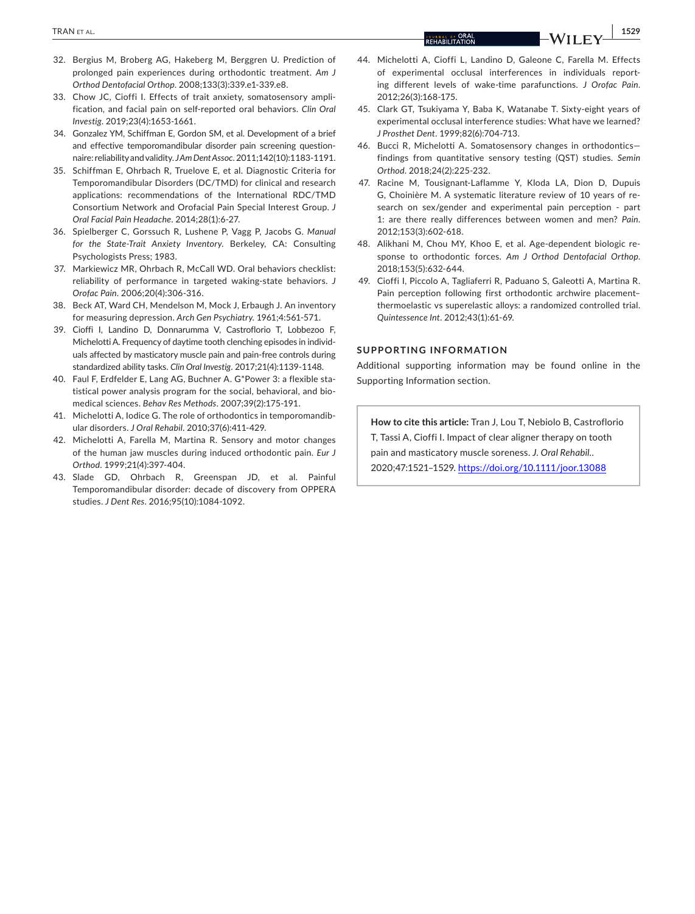32. Bergius M, Broberg AG, Hakeberg M, Berggren U. Prediction of prolonged pain experiences during orthodontic treatment. *Am J Orthod Dentofacial Orthop*. 2008;133(3):339.e1-339.e8.
33. Chow JC, Cioffi I. Effects of trait anxiety, somatosensory amplification, and facial pain on self-reported oral behaviors. *Clin Oral Investig*. 2019;23(4):1653-1661.
34. Gonzalez YM, Schiffman E, Gordon SM, et al. Development of a brief and effective temporomandibular disorder pain screening questionnaire: reliability and validity. *J Am Dent Assoc*. 2011;142(10):1183-1191.
35. Schiffman E, Ohrbach R, Truelove E, et al. Diagnostic Criteria for Temporomandibular Disorders (DC/TMD) for clinical and research applications: recommendations of the International RDC/TMD Consortium Network and Orofacial Pain Special Interest Group. *J Oral Facial Pain Headache*. 2014;28(1):6-27.
36. Spielberger C, Gorssuch R, Lushene P, Vagg P, Jacobs G. *Manual for the State-Trait Anxiety Inventory*. Berkeley, CA: Consulting Psychologists Press; 1983.
37. Markiewicz MR, Ohrbach R, McCall WD. Oral behaviors checklist: reliability of performance in targeted waking-state behaviors. *J Orofac Pain*. 2006;20(4):306-316.
38. Beck AT, Ward CH, Mendelson M, Mock J, Erbaugh J. An inventory for measuring depression. *Arch Gen Psychiatry*. 1961;4:561-571.
39. Cioffi I, Landino D, Donnarumma V, Castroflorio T, Lobbezoo F, Michelotti A. Frequency of daytime tooth clenching episodes in individuals affected by masticatory muscle pain and pain-free controls during standardized ability tasks. *Clin Oral Investig*. 2017;21(4):1139-1148.
40. Faul F, Erdfelder E, Lang AG, Buchner A. G*Power 3: a flexible statistical power analysis program for the social, behavioral, and biomedical sciences. *Behav Res Methods*. 2007;39(2):175-191.
41. Michelotti A, Iodice G. The role of orthodontics in temporomandibular disorders. *J Oral Rehabil*. 2010;37(6):411-429.
42. Michelotti A, Farella M, Martina R. Sensory and motor changes of the human jaw muscles during induced orthodontic pain. *Eur J Orthod*. 1999;21(4):397-404.
43. Slade GD, Ohrbach R, Greenspan JD, et al. Painful Temporomandibular disorder: decade of discovery from OPPERA studies. *J Dent Res*. 2016;95(10):1084-1092.
44. Michelotti A, Cioffi L, Landino D, Galeone C, Farella M. Effects of experimental occlusal interferences in individuals reporting different levels of wake-time parafunctions. *J Orofac Pain*. 2012;26(3):168-175.
45. Clark GT, Tsukiyama Y, Baba K, Watanabe T. Sixty-eight years of experimental occlusal interference studies: What have we learned? *J Prosthet Dent*. 1999;82(6):704-713.
46. Bucci R, Michelotti A. Somatosensory changes in orthodontics—findings from quantitative sensory testing (QST) studies. *Semin Orthod*. 2018;24(2):225-232.
47. Racine M, Tousignant-Laflamme Y, Kloda LA, Dion D, Dupuis G, Choinière M. A systematic literature review of 10 years of research on sex/gender and experimental pain perception - part 1: are there really differences between women and men? *Pain*. 2012;153(3):602-618.
48. Alikhani M, Chou MY, Khoo E, et al. Age-dependent biologic response to orthodontic forces. *Am J Orthod Dentofacial Orthop*. 2018;153(5):632-644.
49. Cioffi I, Piccolo A, Tagliaferri R, Paduano S, Galeotti A, Martina R. Pain perception following first orthodontic archwire placement–thermoelastic vs superelastic alloys: a randomized controlled trial. *Quintessence Int*. 2012;43(1):61-69.

## SUPPORTING INFORMATION

Additional supporting information may be found online in the Supporting Information section.

**How to cite this article:** Tran J, Lou T, Nebiolo B, Castroflorio T, Tassi A, Cioffi I. Impact of clear aligner therapy on tooth pain and masticatory muscle soreness. *J. Oral Rehabil.*. 2020;47:1521–1529. https://doi.org/10.1111/joor.13088